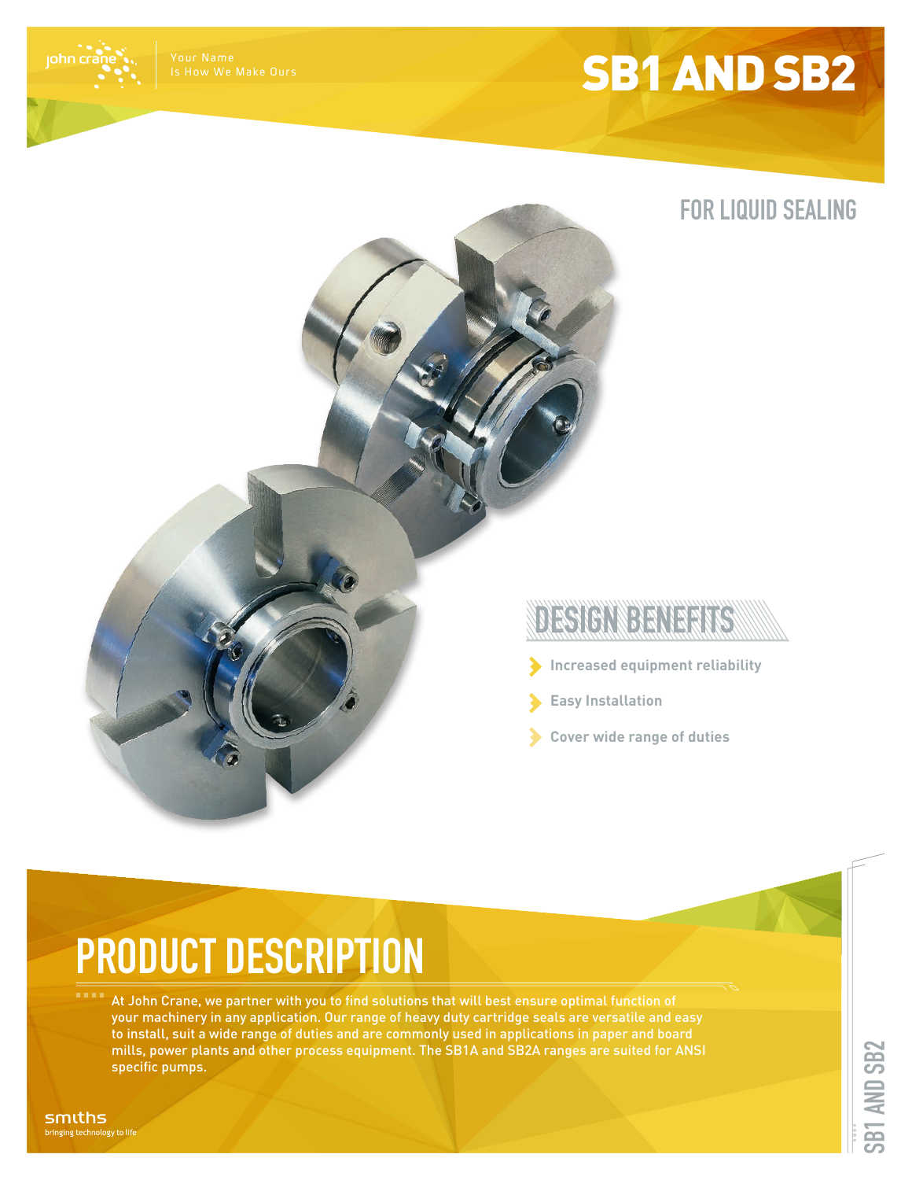# SB1 AND SB2

## FOR LIQUID SEALING

## DESIGN BENEFITS

- Increased equipment reliability
- Easy Installation
- Cover wide range of duties

## PRODUCT DESCRIPTION

At John Crane, we partner with you to find solutions that will best ensure optimal function of your machinery in any application. Our range of heavy duty cartridge seals are versatile and easy to install, suit a wide range of duties and are commonly used in applications in paper and board mills, power plants and other process equipment. The SB1A and SB2A ranges are suited for ANSI specific pumps.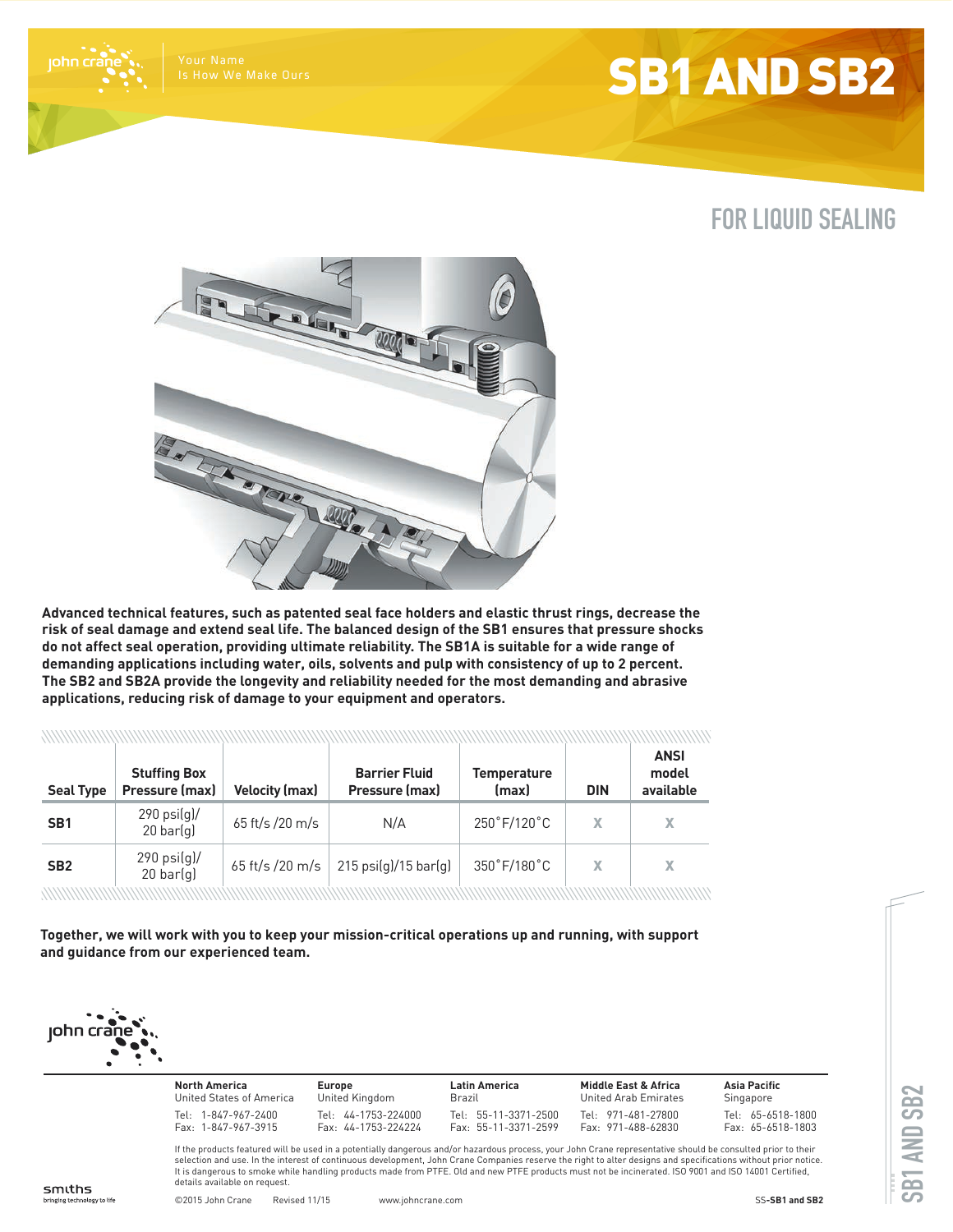# SB1 AND SB2

## FOR LIQUID SEALING

**Advanced technical features, such as patented seal face holders and elastic thrust rings, decrease the risk of seal damage and extend seal life. The balanced design of the SB1 ensures that pressure shocks do not affect seal operation, providing ultimate reliability. The SB1A is suitable for a wide range of demanding applications including water, oils, solvents and pulp with consistency of up to 2 percent. The SB2 and SB2A provide the longevity and reliability needed for the most demanding and abrasive applications, reducing risk of damage to your equipment and operators.**

| Seal Type | Stuffing Box Pressure (max) | Velocity (max) | Barrier Fluid Pressure (max) | Temperature (max) | DIN | ANSI model available |
|---|---|---|---|---|---|---|
| SB1 | 290 psi(g)/ 20 bar(g) | 65 ft/s /20 m/s | N/A | 250˚F/120˚C | X | X |
| SB2 | 290 psi(g)/ 20 bar(g) | 65 ft/s /20 m/s | 215 psi(g)/15 bar(g) | 350˚F/180˚C | X | X |

**Together, we will work with you to keep your mission-critical operations up and running, with support and guidance from our experienced team.**

**North America**
United States of America
Tel: 1-847-967-2400
Fax: 1-847-967-3915

**Europe**
United Kingdom
Tel: 44-1753-224000
Fax: 44-1753-224224

**Latin America**
Brazil
Tel: 55-11-3371-2500
Fax: 55-11-3371-2599

**Middle East & Africa**
United Arab Emirates
Tel: 971-481-27800
Fax: 971-488-62830

**Asia Pacific**
Singapore
Tel: 65-6518-1800
Fax: 65-6518-1803

If the products featured will be used in a potentially dangerous and/or hazardous process, your John Crane representative should be consulted prior to their selection and use. In the interest of continuous development, John Crane Companies reserve the right to alter designs and specifications without prior notice. It is dangerous to smoke while handling products made from PTFE. Old and new PTFE products must not be incinerated. ISO 9001 and ISO 14001 Certified, details available on request.

©2015 John Crane  Revised 11/15  www.johncrane.com  SS-**SB1 and SB2**